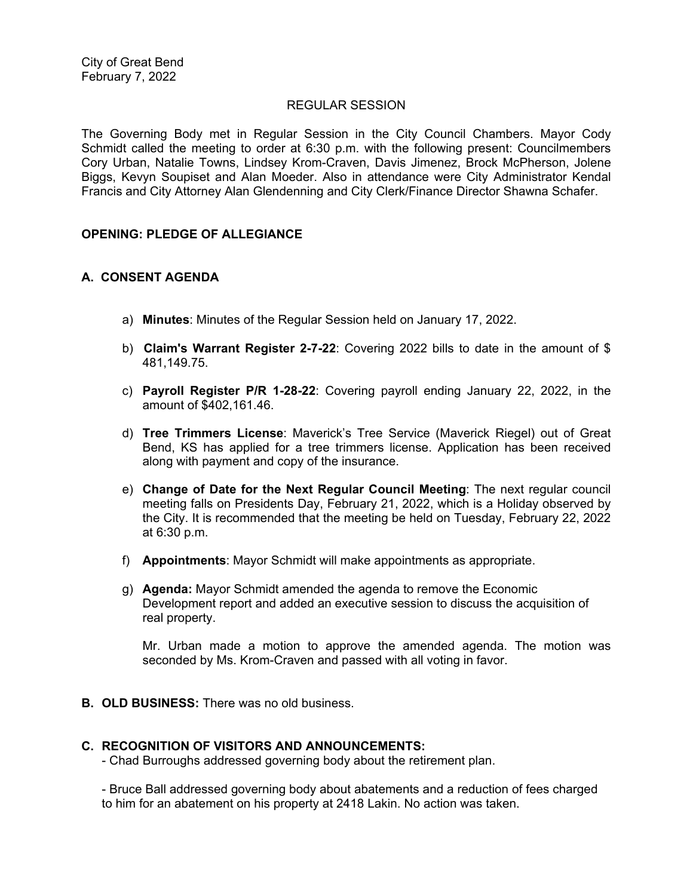City of Great Bend
February 7, 2022

REGULAR SESSION

The Governing Body met in Regular Session in the City Council Chambers. Mayor Cody Schmidt called the meeting to order at 6:30 p.m. with the following present: Councilmembers Cory Urban, Natalie Towns, Lindsey Krom-Craven, Davis Jimenez, Brock McPherson, Jolene Biggs, Kevyn Soupiset and Alan Moeder. Also in attendance were City Administrator Kendal Francis and City Attorney Alan Glendenning and City Clerk/Finance Director Shawna Schafer.

**OPENING: PLEDGE OF ALLEGIANCE**

**A. CONSENT AGENDA**

a) **Minutes**: Minutes of the Regular Session held on January 17, 2022.

b) **Claim's Warrant Register 2-7-22**: Covering 2022 bills to date in the amount of $ 481,149.75.

c) **Payroll Register P/R 1-28-22**: Covering payroll ending January 22, 2022, in the amount of $402,161.46.

d) **Tree Trimmers License**: Maverick's Tree Service (Maverick Riegel) out of Great Bend, KS has applied for a tree trimmers license. Application has been received along with payment and copy of the insurance.

e) **Change of Date for the Next Regular Council Meeting**: The next regular council meeting falls on Presidents Day, February 21, 2022, which is a Holiday observed by the City. It is recommended that the meeting be held on Tuesday, February 22, 2022 at 6:30 p.m.

f) **Appointments**: Mayor Schmidt will make appointments as appropriate.

g) **Agenda:** Mayor Schmidt amended the agenda to remove the Economic Development report and added an executive session to discuss the acquisition of real property.

Mr. Urban made a motion to approve the amended agenda. The motion was seconded by Ms. Krom-Craven and passed with all voting in favor.

**B. OLD BUSINESS:** There was no old business.

**C. RECOGNITION OF VISITORS AND ANNOUNCEMENTS:**

- Chad Burroughs addressed governing body about the retirement plan.

- Bruce Ball addressed governing body about abatements and a reduction of fees charged to him for an abatement on his property at 2418 Lakin. No action was taken.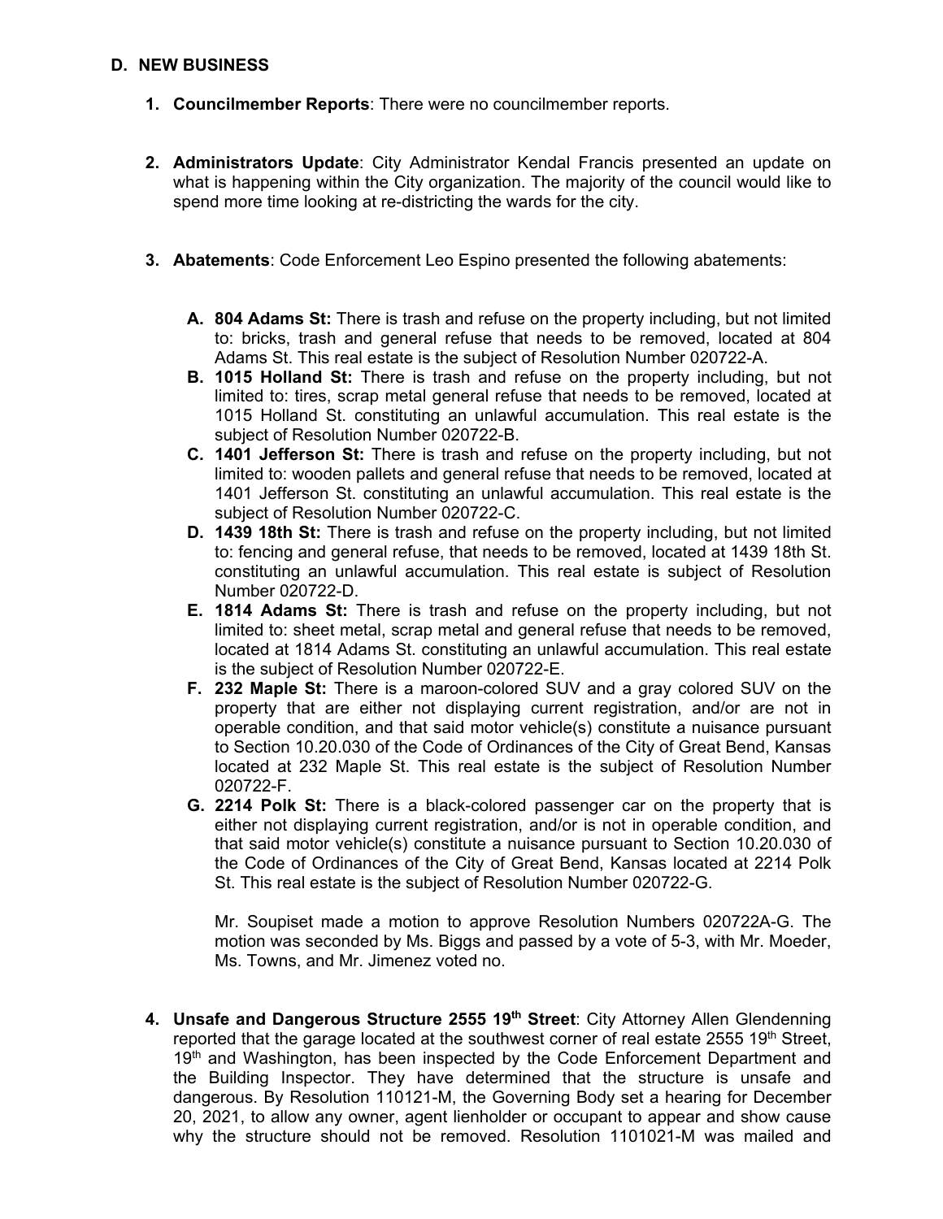## D. NEW BUSINESS

1. **Councilmember Reports**: There were no councilmember reports.

2. **Administrators Update**: City Administrator Kendal Francis presented an update on what is happening within the City organization. The majority of the council would like to spend more time looking at re-districting the wards for the city.

3. **Abatements**: Code Enforcement Leo Espino presented the following abatements:

   A. **804 Adams St:** There is trash and refuse on the property including, but not limited to: bricks, trash and general refuse that needs to be removed, located at 804 Adams St. This real estate is the subject of Resolution Number 020722-A.
   
   B. **1015 Holland St:** There is trash and refuse on the property including, but not limited to: tires, scrap metal general refuse that needs to be removed, located at 1015 Holland St. constituting an unlawful accumulation. This real estate is the subject of Resolution Number 020722-B.
   
   C. **1401 Jefferson St:** There is trash and refuse on the property including, but not limited to: wooden pallets and general refuse that needs to be removed, located at 1401 Jefferson St. constituting an unlawful accumulation. This real estate is the subject of Resolution Number 020722-C.
   
   D. **1439 18th St:** There is trash and refuse on the property including, but not limited to: fencing and general refuse, that needs to be removed, located at 1439 18th St. constituting an unlawful accumulation. This real estate is subject of Resolution Number 020722-D.
   
   E. **1814 Adams St:** There is trash and refuse on the property including, but not limited to: sheet metal, scrap metal and general refuse that needs to be removed, located at 1814 Adams St. constituting an unlawful accumulation. This real estate is the subject of Resolution Number 020722-E.
   
   F. **232 Maple St:** There is a maroon-colored SUV and a gray colored SUV on the property that are either not displaying current registration, and/or are not in operable condition, and that said motor vehicle(s) constitute a nuisance pursuant to Section 10.20.030 of the Code of Ordinances of the City of Great Bend, Kansas located at 232 Maple St. This real estate is the subject of Resolution Number 020722-F.
   
   G. **2214 Polk St:** There is a black-colored passenger car on the property that is either not displaying current registration, and/or is not in operable condition, and that said motor vehicle(s) constitute a nuisance pursuant to Section 10.20.030 of the Code of Ordinances of the City of Great Bend, Kansas located at 2214 Polk St. This real estate is the subject of Resolution Number 020722-G.

   Mr. Soupiset made a motion to approve Resolution Numbers 020722A-G. The motion was seconded by Ms. Biggs and passed by a vote of 5-3, with Mr. Moeder, Ms. Towns, and Mr. Jimenez voted no.

4. **Unsafe and Dangerous Structure 2555 19th Street**: City Attorney Allen Glendenning reported that the garage located at the southwest corner of real estate 2555 19th Street, 19th and Washington, has been inspected by the Code Enforcement Department and the Building Inspector. They have determined that the structure is unsafe and dangerous. By Resolution 110121-M, the Governing Body set a hearing for December 20, 2021, to allow any owner, agent lienholder or occupant to appear and show cause why the structure should not be removed. Resolution 1101021-M was mailed and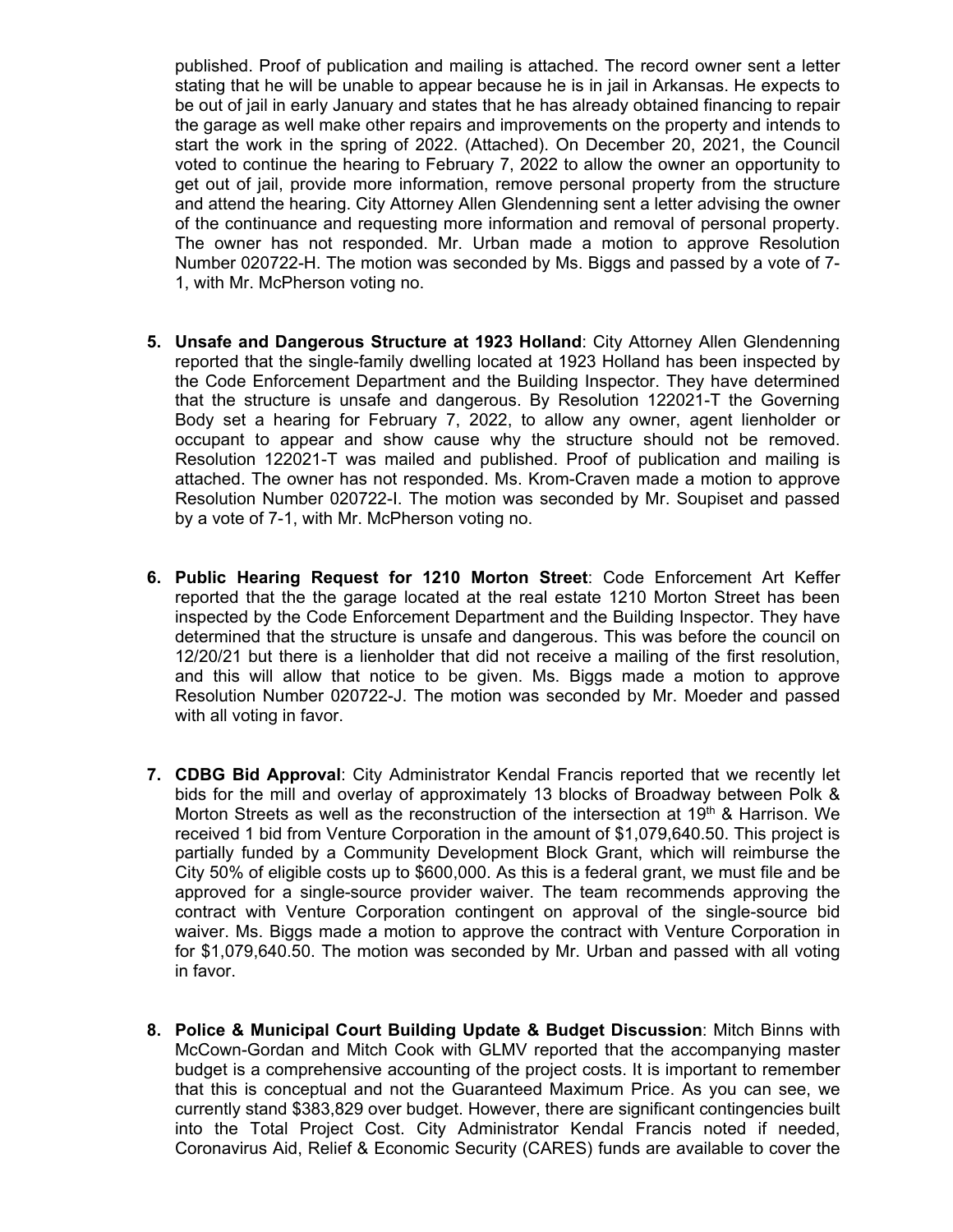published. Proof of publication and mailing is attached. The record owner sent a letter stating that he will be unable to appear because he is in jail in Arkansas. He expects to be out of jail in early January and states that he has already obtained financing to repair the garage as well make other repairs and improvements on the property and intends to start the work in the spring of 2022. (Attached). On December 20, 2021, the Council voted to continue the hearing to February 7, 2022 to allow the owner an opportunity to get out of jail, provide more information, remove personal property from the structure and attend the hearing. City Attorney Allen Glendenning sent a letter advising the owner of the continuance and requesting more information and removal of personal property. The owner has not responded. Mr. Urban made a motion to approve Resolution Number 020722-H. The motion was seconded by Ms. Biggs and passed by a vote of 7-1, with Mr. McPherson voting no.

5. **Unsafe and Dangerous Structure at 1923 Holland**: City Attorney Allen Glendenning reported that the single-family dwelling located at 1923 Holland has been inspected by the Code Enforcement Department and the Building Inspector. They have determined that the structure is unsafe and dangerous. By Resolution 122021-T the Governing Body set a hearing for February 7, 2022, to allow any owner, agent lienholder or occupant to appear and show cause why the structure should not be removed. Resolution 122021-T was mailed and published. Proof of publication and mailing is attached. The owner has not responded. Ms. Krom-Craven made a motion to approve Resolution Number 020722-I. The motion was seconded by Mr. Soupiset and passed by a vote of 7-1, with Mr. McPherson voting no.

6. **Public Hearing Request for 1210 Morton Street**: Code Enforcement Art Keffer reported that the the garage located at the real estate 1210 Morton Street has been inspected by the Code Enforcement Department and the Building Inspector. They have determined that the structure is unsafe and dangerous. This was before the council on 12/20/21 but there is a lienholder that did not receive a mailing of the first resolution, and this will allow that notice to be given. Ms. Biggs made a motion to approve Resolution Number 020722-J. The motion was seconded by Mr. Moeder and passed with all voting in favor.

7. **CDBG Bid Approval**: City Administrator Kendal Francis reported that we recently let bids for the mill and overlay of approximately 13 blocks of Broadway between Polk & Morton Streets as well as the reconstruction of the intersection at 19th & Harrison. We received 1 bid from Venture Corporation in the amount of $1,079,640.50. This project is partially funded by a Community Development Block Grant, which will reimburse the City 50% of eligible costs up to $600,000. As this is a federal grant, we must file and be approved for a single-source provider waiver. The team recommends approving the contract with Venture Corporation contingent on approval of the single-source bid waiver. Ms. Biggs made a motion to approve the contract with Venture Corporation in for $1,079,640.50. The motion was seconded by Mr. Urban and passed with all voting in favor.

8. **Police & Municipal Court Building Update & Budget Discussion**: Mitch Binns with McCown-Gordan and Mitch Cook with GLMV reported that the accompanying master budget is a comprehensive accounting of the project costs. It is important to remember that this is conceptual and not the Guaranteed Maximum Price. As you can see, we currently stand $383,829 over budget. However, there are significant contingencies built into the Total Project Cost. City Administrator Kendal Francis noted if needed, Coronavirus Aid, Relief & Economic Security (CARES) funds are available to cover the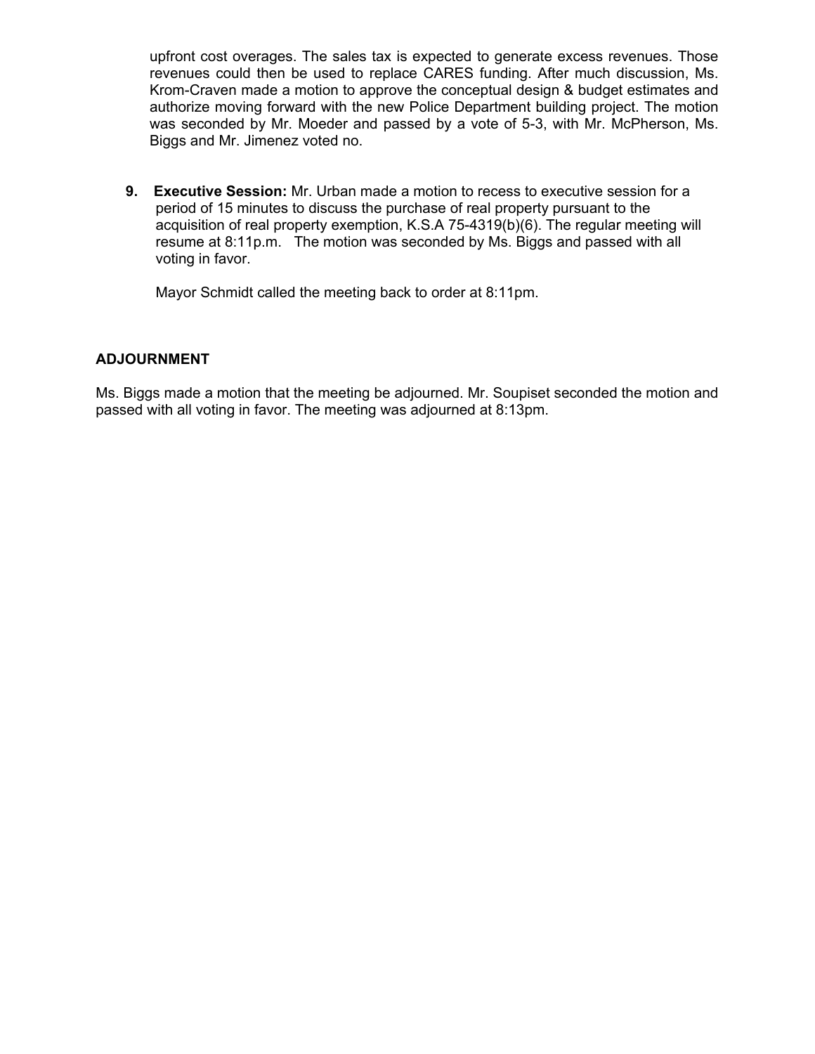upfront cost overages. The sales tax is expected to generate excess revenues. Those revenues could then be used to replace CARES funding. After much discussion, Ms. Krom-Craven made a motion to approve the conceptual design & budget estimates and authorize moving forward with the new Police Department building project. The motion was seconded by Mr. Moeder and passed by a vote of 5-3, with Mr. McPherson, Ms. Biggs and Mr. Jimenez voted no.

9. **Executive Session:** Mr. Urban made a motion to recess to executive session for a period of 15 minutes to discuss the purchase of real property pursuant to the acquisition of real property exemption, K.S.A 75-4319(b)(6). The regular meeting will resume at 8:11p.m. The motion was seconded by Ms. Biggs and passed with all voting in favor.

   Mayor Schmidt called the meeting back to order at 8:11pm.

## ADJOURNMENT

Ms. Biggs made a motion that the meeting be adjourned. Mr. Soupiset seconded the motion and passed with all voting in favor. The meeting was adjourned at 8:13pm.